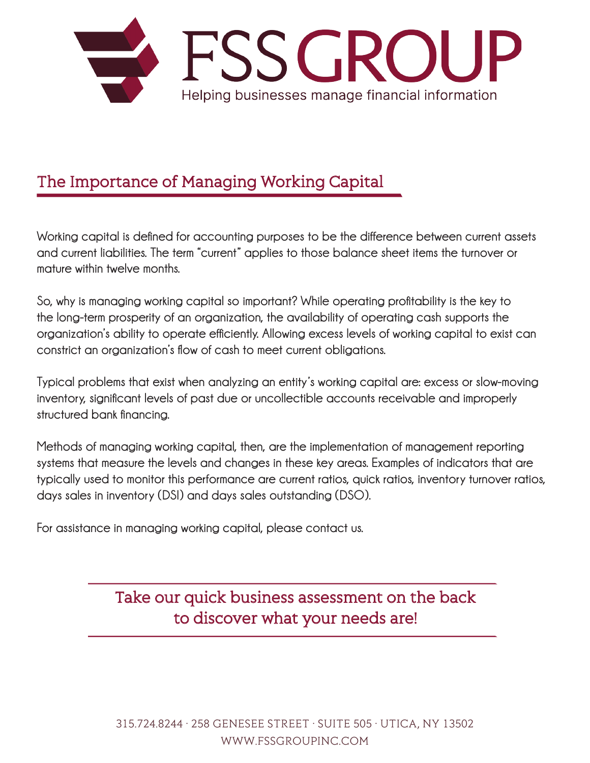# FSS GROUP

Helping businesses manage financial information

## The Importance of Managing Working Capital

Working capital is defined for accounting purposes to be the difference between current assets and current liabilities. The term "current" applies to those balance sheet items the turnover or mature within twelve months.

So, why is managing working capital so important? While operating profitability is the key to the long-term prosperity of an organization, the availability of operating cash supports the organization's ability to operate efficiently. Allowing excess levels of working capital to exist can constrict an organization's flow of cash to meet current obligations.

Typical problems that exist when analyzing an entity's working capital are: excess or slow-moving inventory, significant levels of past due or uncollectible accounts receivable and improperly structured bank financing.

Methods of managing working capital, then, are the implementation of management reporting systems that measure the levels and changes in these key areas. Examples of indicators that are typically used to monitor this performance are current ratios, quick ratios, inventory turnover ratios, days sales in inventory (DSI) and days sales outstanding (DSO).

For assistance in managing working capital, please contact us.

Take our quick business assessment on the back to discover what your needs are!

315.724.8244 · 258 GENESEE STREET · SUITE 505 · UTICA, NY 13502
WWW.FSSGROUPINC.COM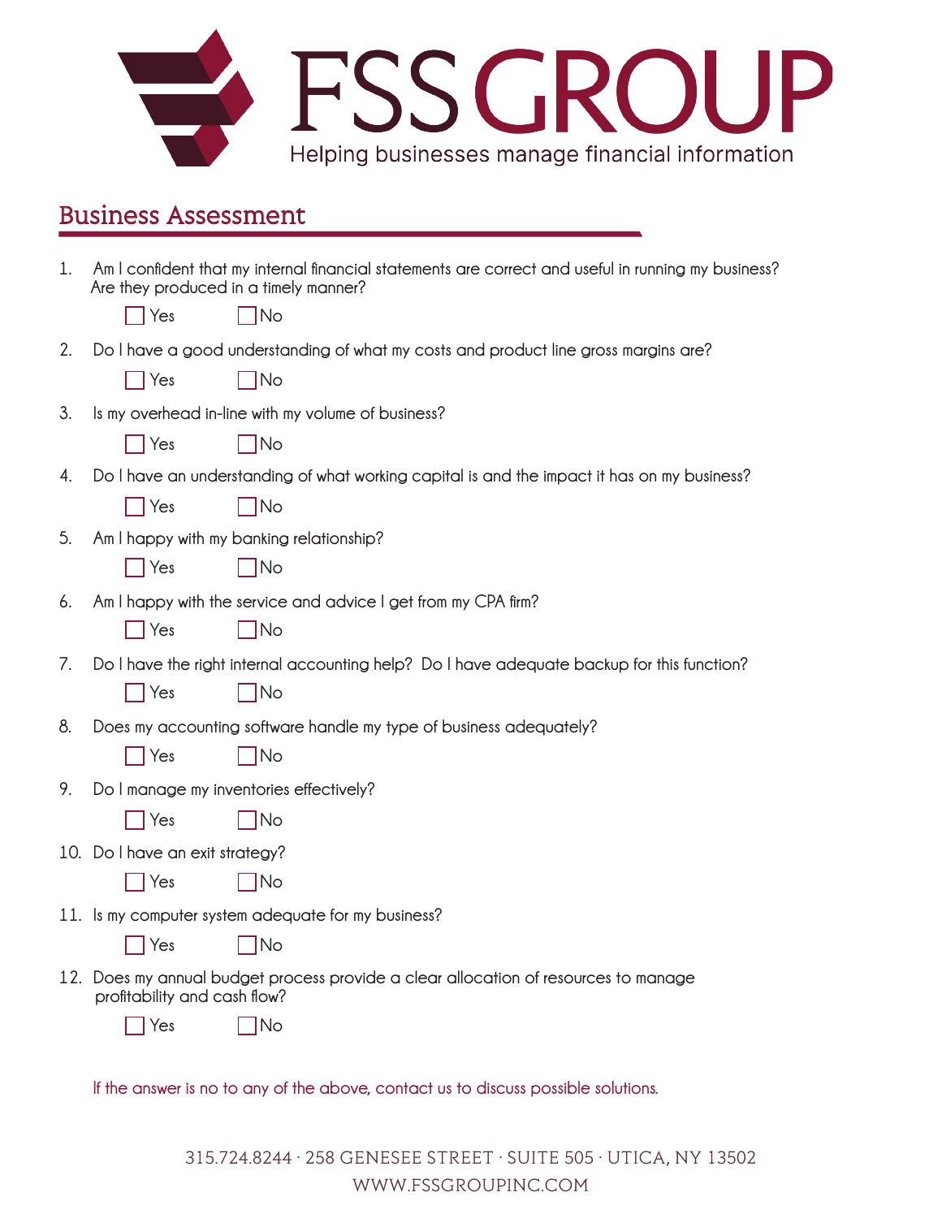# FSS GROUP

Helping businesses manage financial information

## Business Assessment

1. Am I confident that my internal financial statements are correct and useful in running my business? Are they produced in a timely manner?

   ☐ Yes ☐ No

2. Do I have a good understanding of what my costs and product line gross margins are?

   ☐ Yes ☐ No

3. Is my overhead in-line with my volume of business?

   ☐ Yes ☐ No

4. Do I have an understanding of what working capital is and the impact it has on my business?

   ☐ Yes ☐ No

5. Am I happy with my banking relationship?

   ☐ Yes ☐ No

6. Am I happy with the service and advice I get from my CPA firm?

   ☐ Yes ☐ No

7. Do I have the right internal accounting help? Do I have adequate backup for this function?

   ☐ Yes ☐ No

8. Does my accounting software handle my type of business adequately?

   ☐ Yes ☐ No

9. Do I manage my inventories effectively?

   ☐ Yes ☐ No

10. Do I have an exit strategy?

    ☐ Yes ☐ No

11. Is my computer system adequate for my business?

    ☐ Yes ☐ No

12. Does my annual budget process provide a clear allocation of resources to manage profitability and cash flow?

    ☐ Yes ☐ No

If the answer is no to any of the above, contact us to discuss possible solutions.

315.724.8244 · 258 GENESEE STREET · SUITE 505 · UTICA, NY 13502

WWW.FSSGROUPINC.COM